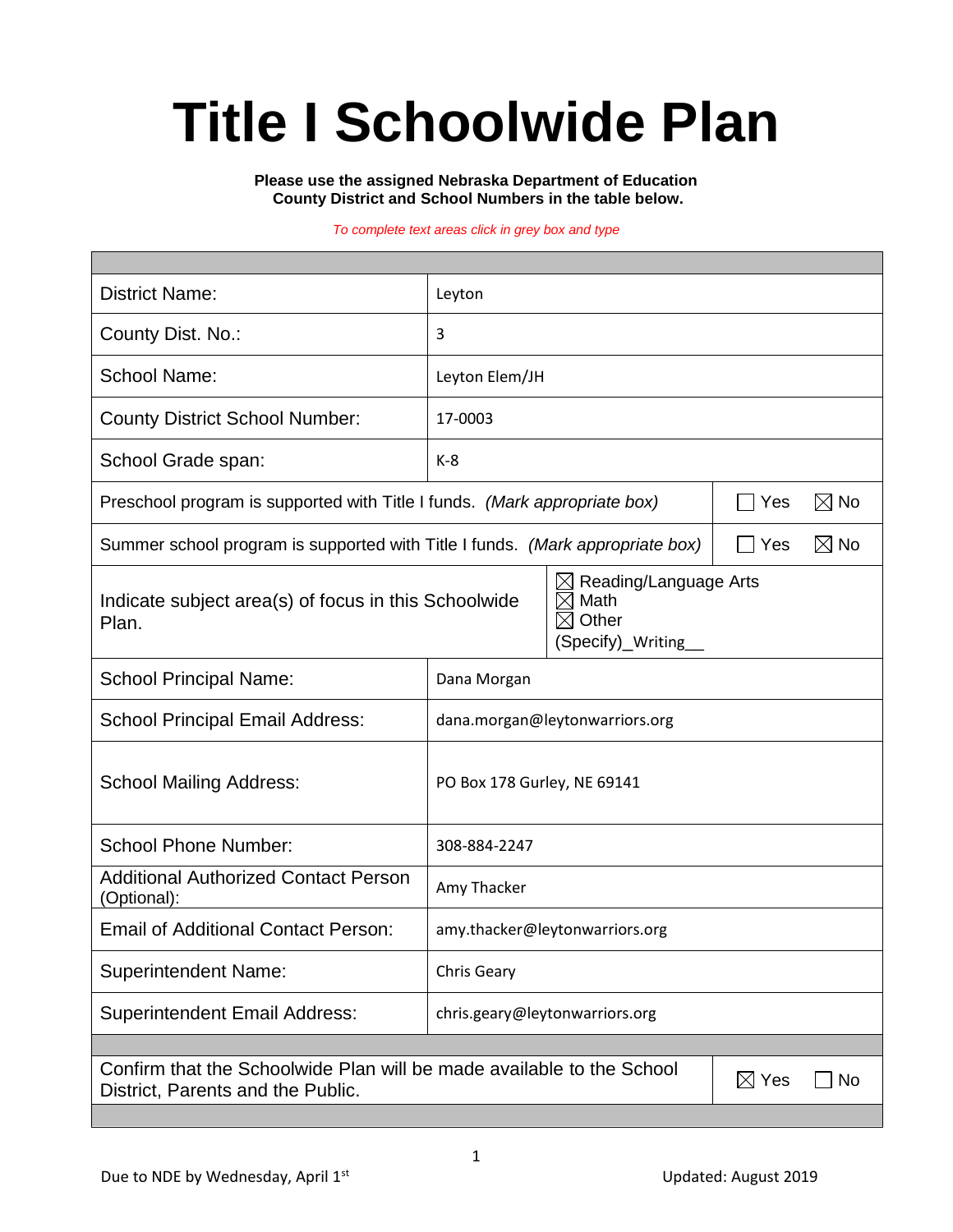# Title I Schoolwide Plan

**Please use the assigned Nebraska Department of Education County District and School Numbers in the table below.**

*To complete text areas click in grey box and type*

| | |
|---|---|
| District Name: | Leyton |
| County Dist. No.: | 3 |
| School Name: | Leyton Elem/JH |
| County District School Number: | 17-0003 |
| School Grade span: | K-8 |
| Preschool program is supported with Title I funds. *(Mark appropriate box)* | ☐ Yes ☒ No |
| Summer school program is supported with Title I funds. *(Mark appropriate box)* | ☐ Yes ☒ No |
| Indicate subject area(s) of focus in this Schoolwide Plan. | ☒ Reading/Language Arts<br>☒ Math<br>☒ Other (Specify)_Writing__ |
| School Principal Name: | Dana Morgan |
| School Principal Email Address: | dana.morgan@leytonwarriors.org |
| School Mailing Address: | PO Box 178 Gurley, NE 69141 |
| School Phone Number: | 308-884-2247 |
| Additional Authorized Contact Person (Optional): | Amy Thacker |
| Email of Additional Contact Person: | amy.thacker@leytonwarriors.org |
| Superintendent Name: | Chris Geary |
| Superintendent Email Address: | chris.geary@leytonwarriors.org |
| Confirm that the Schoolwide Plan will be made available to the School District, Parents and the Public. | ☒ Yes ☐ No |

Due to NDE by Wednesday, April 1st

Updated: August 2019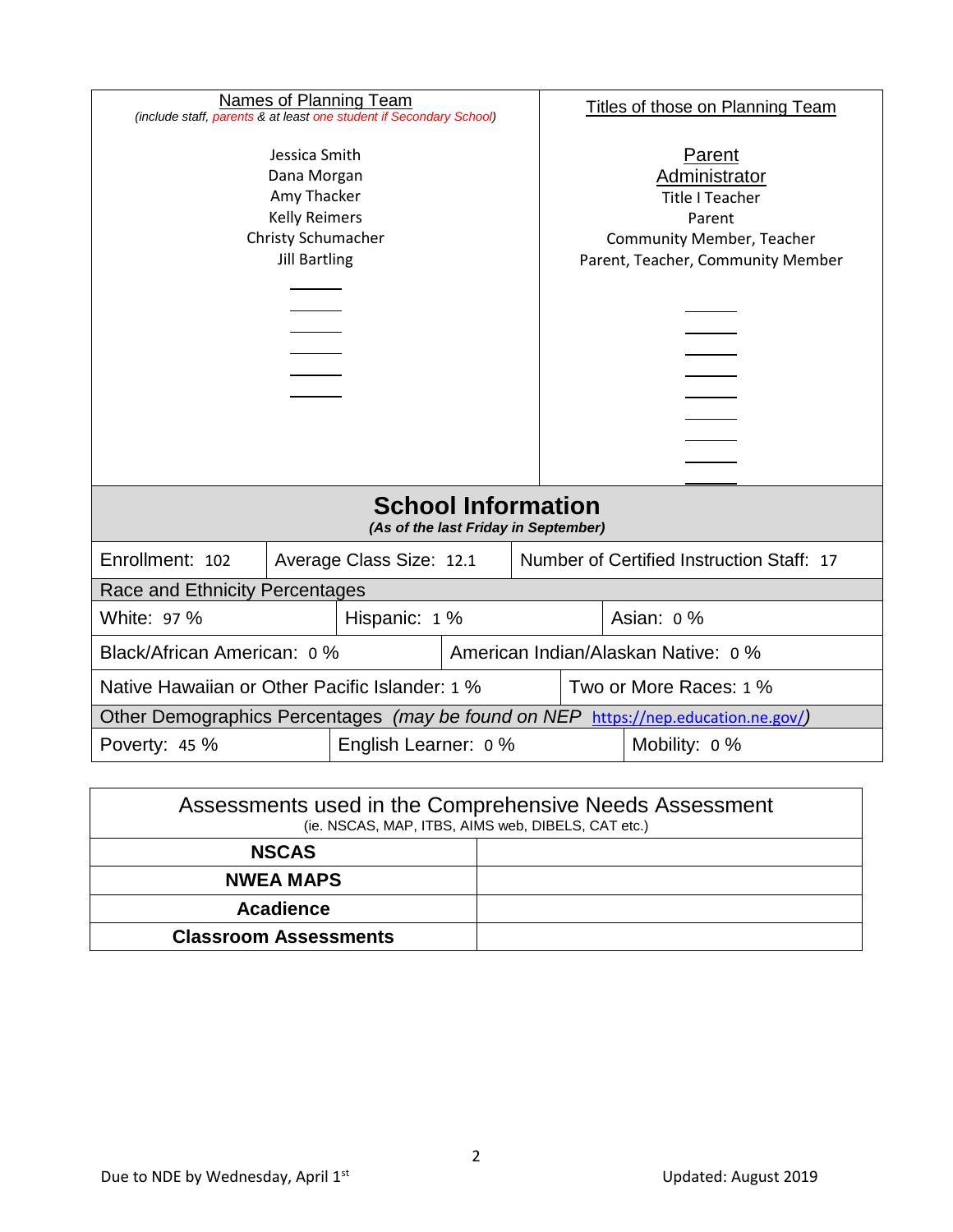| Names of Planning Team<br>*(include staff, parents & at least one student if Secondary School)* | Titles of those on Planning Team |
|---|---|
| Jessica Smith | Parent |
| Dana Morgan | Administrator |
| Amy Thacker | Title I Teacher |
| Kelly Reimers | Parent |
| Christy Schumacher | Community Member, Teacher |
| Jill Bartling | Parent, Teacher, Community Member |

## School Information

*(As of the last Friday in September)*

| Enrollment: 102 | Average Class Size: 12.1 | Number of Certified Instruction Staff: 17 |
|---|---|---|

**Race and Ethnicity Percentages**

| | | |
|---|---|---|
| White: 97 % | Hispanic: 1 % | Asian: 0 % |
| Black/African American: 0 % | American Indian/Alaskan Native: 0 % | |
| Native Hawaiian or Other Pacific Islander: 1 % | Two or More Races: 1 % | |

**Other Demographics Percentages** *(may be found on NEP https://nep.education.ne.gov/)*

| | | |
|---|---|---|
| Poverty: 45 % | English Learner: 0 % | Mobility: 0 % |

| Assessments used in the Comprehensive Needs Assessment<br>(ie. NSCAS, MAP, ITBS, AIMS web, DIBELS, CAT etc.) | |
|---|---|
| **NSCAS** | |
| **NWEA MAPS** | |
| **Acadience** | |
| **Classroom Assessments** | |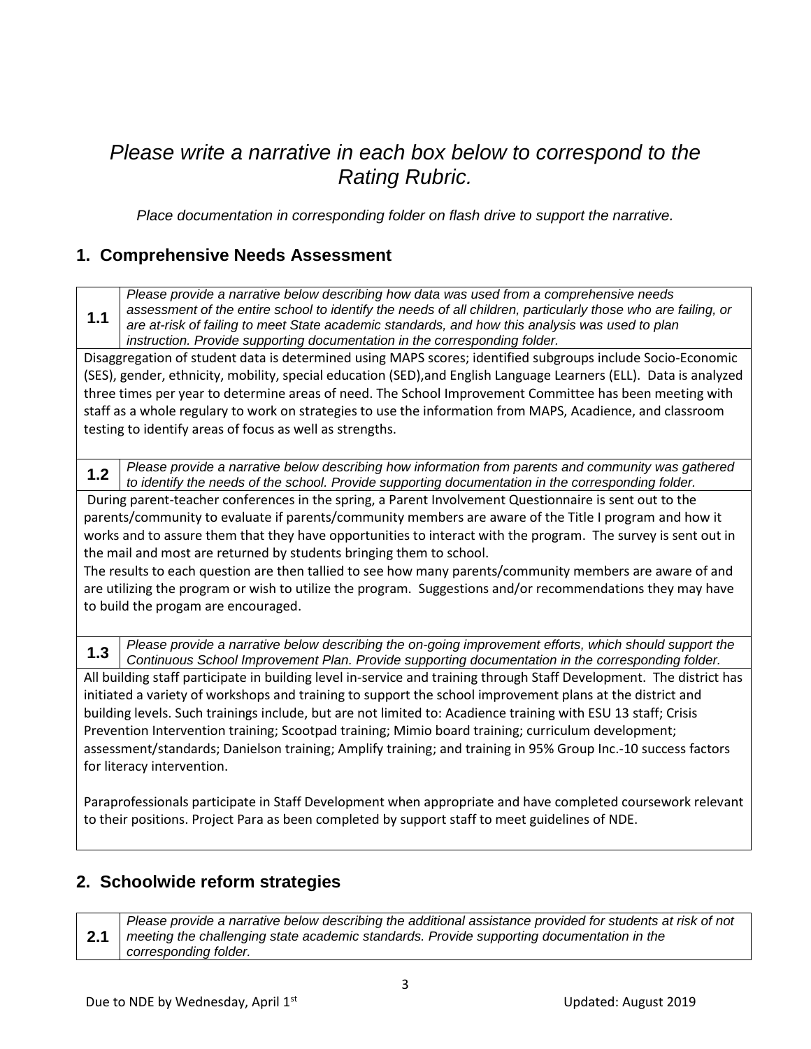*Please write a narrative in each box below to correspond to the Rating Rubric.*

*Place documentation in corresponding folder on flash drive to support the narrative.*

## 1. Comprehensive Needs Assessment

**1.1** *Please provide a narrative below describing how data was used from a comprehensive needs assessment of the entire school to identify the needs of all children, particularly those who are failing, or are at-risk of failing to meet State academic standards, and how this analysis was used to plan instruction. Provide supporting documentation in the corresponding folder.*

Disaggregation of student data is determined using MAPS scores; identified subgroups include Socio-Economic (SES), gender, ethnicity, mobility, special education (SED),and English Language Learners (ELL). Data is analyzed three times per year to determine areas of need. The School Improvement Committee has been meeting with staff as a whole regulary to work on strategies to use the information from MAPS, Acadience, and classroom testing to identify areas of focus as well as strengths.

**1.2** *Please provide a narrative below describing how information from parents and community was gathered to identify the needs of the school. Provide supporting documentation in the corresponding folder.*

During parent-teacher conferences in the spring, a Parent Involvement Questionnaire is sent out to the parents/community to evaluate if parents/community members are aware of the Title I program and how it works and to assure them that they have opportunities to interact with the program. The survey is sent out in the mail and most are returned by students bringing them to school.

The results to each question are then tallied to see how many parents/community members are aware of and are utilizing the program or wish to utilize the program. Suggestions and/or recommendations they may have to build the progam are encouraged.

**1.3** *Please provide a narrative below describing the on-going improvement efforts, which should support the Continuous School Improvement Plan. Provide supporting documentation in the corresponding folder.*

All building staff participate in building level in-service and training through Staff Development. The district has initiated a variety of workshops and training to support the school improvement plans at the district and building levels. Such trainings include, but are not limited to: Acadience training with ESU 13 staff; Crisis Prevention Intervention training; Scootpad training; Mimio board training; curriculum development; assessment/standards; Danielson training; Amplify training; and training in 95% Group Inc.-10 success factors for literacy intervention.

Paraprofessionals participate in Staff Development when appropriate and have completed coursework relevant to their positions. Project Para as been completed by support staff to meet guidelines of NDE.

## 2. Schoolwide reform strategies

**2.1** *Please provide a narrative below describing the additional assistance provided for students at risk of not meeting the challenging state academic standards. Provide supporting documentation in the corresponding folder.*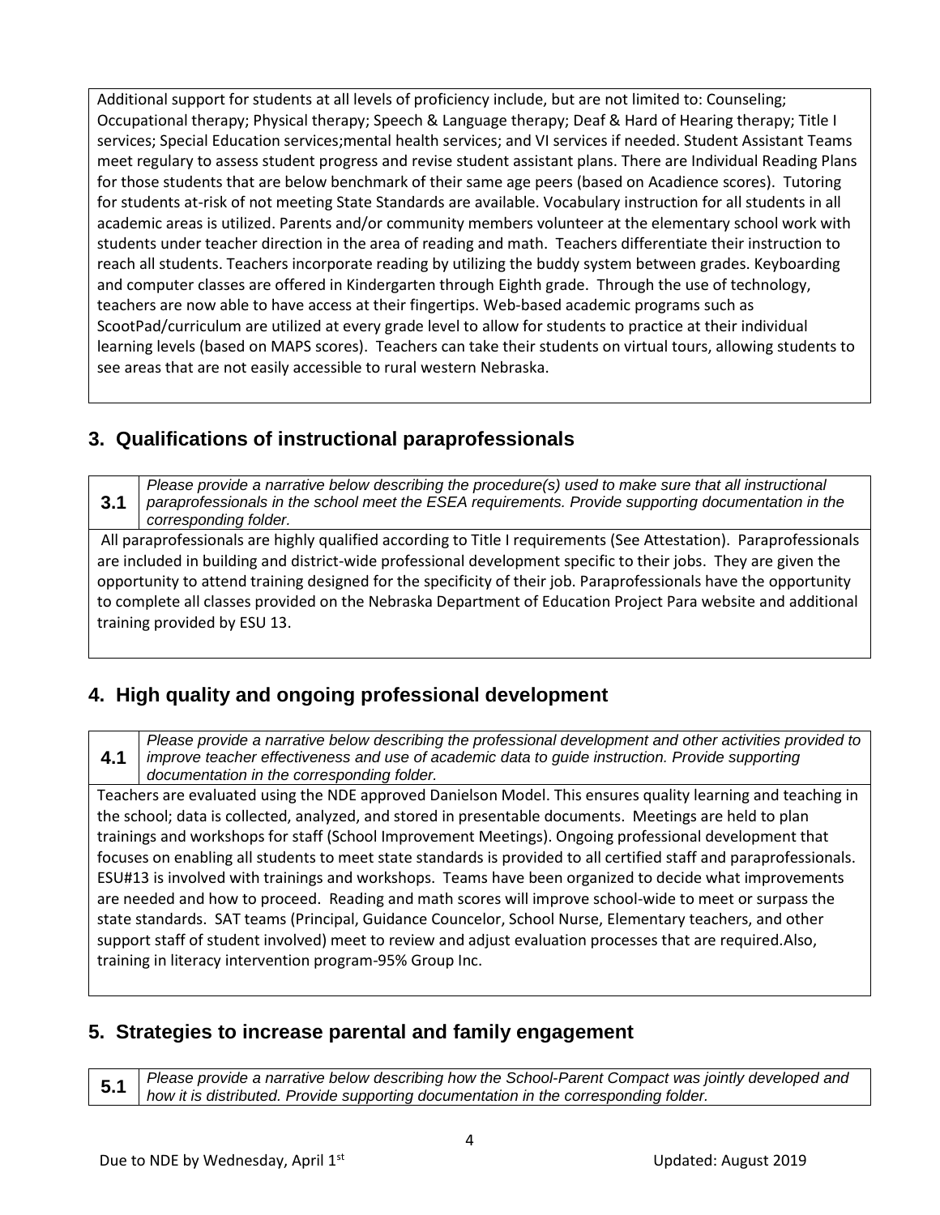Additional support for students at all levels of proficiency include, but are not limited to: Counseling; Occupational therapy; Physical therapy; Speech & Language therapy; Deaf & Hard of Hearing therapy; Title I services; Special Education services;mental health services; and VI services if needed. Student Assistant Teams meet regulary to assess student progress and revise student assistant plans. There are Individual Reading Plans for those students that are below benchmark of their same age peers (based on Acadience scores). Tutoring for students at-risk of not meeting State Standards are available. Vocabulary instruction for all students in all academic areas is utilized. Parents and/or community members volunteer at the elementary school work with students under teacher direction in the area of reading and math. Teachers differentiate their instruction to reach all students. Teachers incorporate reading by utilizing the buddy system between grades. Keyboarding and computer classes are offered in Kindergarten through Eighth grade. Through the use of technology, teachers are now able to have access at their fingertips. Web-based academic programs such as ScootPad/curriculum are utilized at every grade level to allow for students to practice at their individual learning levels (based on MAPS scores). Teachers can take their students on virtual tours, allowing students to see areas that are not easily accessible to rural western Nebraska.

## 3. Qualifications of instructional paraprofessionals

| 3.1 | *Please provide a narrative below describing the procedure(s) used to make sure that all instructional paraprofessionals in the school meet the ESEA requirements. Provide supporting documentation in the corresponding folder.* |
|---|---|

All paraprofessionals are highly qualified according to Title I requirements (See Attestation). Paraprofessionals are included in building and district-wide professional development specific to their jobs. They are given the opportunity to attend training designed for the specificity of their job. Paraprofessionals have the opportunity to complete all classes provided on the Nebraska Department of Education Project Para website and additional training provided by ESU 13.

## 4. High quality and ongoing professional development

| 4.1 | *Please provide a narrative below describing the professional development and other activities provided to improve teacher effectiveness and use of academic data to guide instruction. Provide supporting documentation in the corresponding folder.* |
|---|---|

Teachers are evaluated using the NDE approved Danielson Model. This ensures quality learning and teaching in the school; data is collected, analyzed, and stored in presentable documents. Meetings are held to plan trainings and workshops for staff (School Improvement Meetings). Ongoing professional development that focuses on enabling all students to meet state standards is provided to all certified staff and paraprofessionals. ESU#13 is involved with trainings and workshops. Teams have been organized to decide what improvements are needed and how to proceed. Reading and math scores will improve school-wide to meet or surpass the state standards. SAT teams (Principal, Guidance Councelor, School Nurse, Elementary teachers, and other support staff of student involved) meet to review and adjust evaluation processes that are required.Also, training in literacy intervention program-95% Group Inc.

## 5. Strategies to increase parental and family engagement

| 5.1 | *Please provide a narrative below describing how the School-Parent Compact was jointly developed and how it is distributed. Provide supporting documentation in the corresponding folder.* |
|---|---|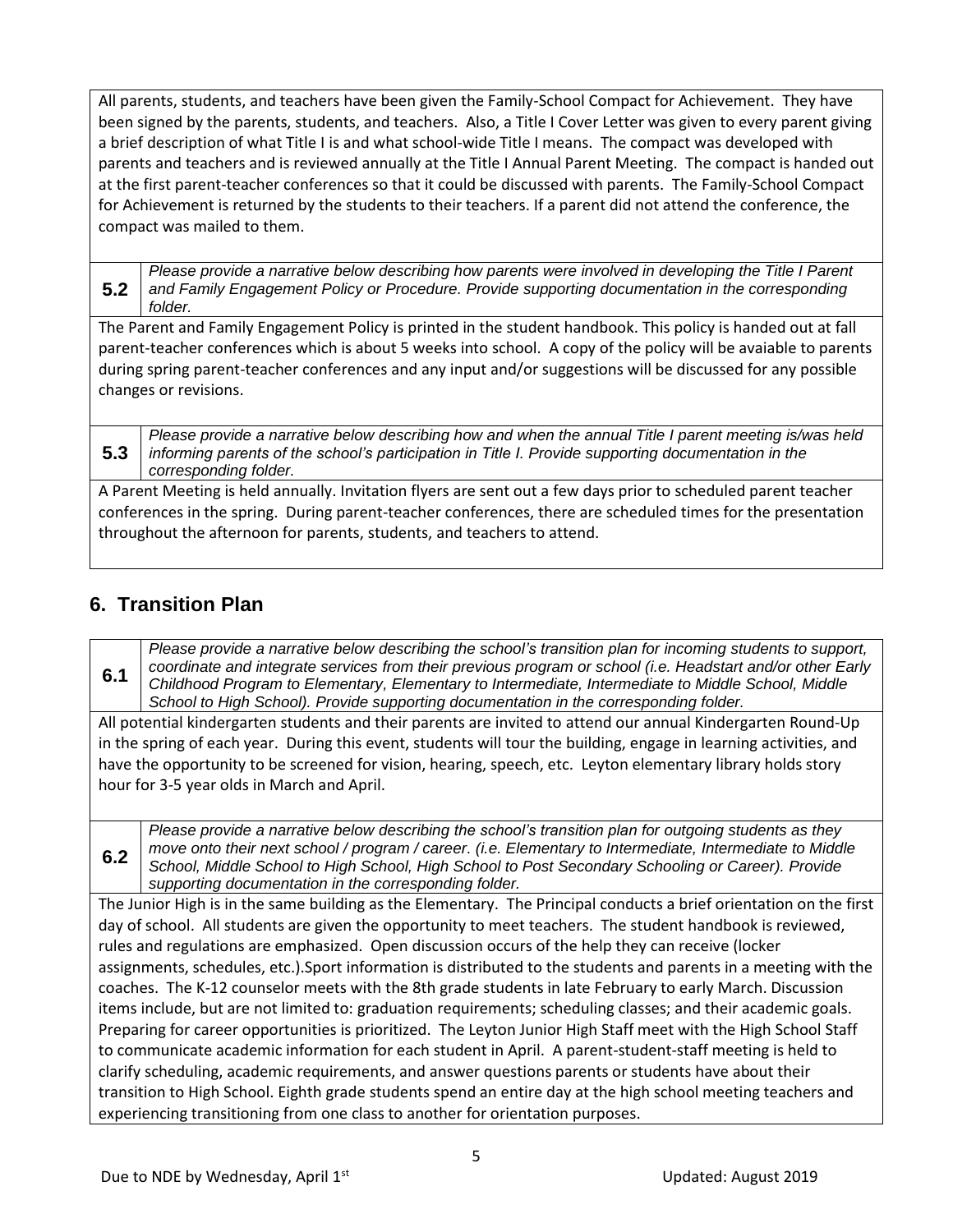All parents, students, and teachers have been given the Family-School Compact for Achievement. They have been signed by the parents, students, and teachers. Also, a Title I Cover Letter was given to every parent giving a brief description of what Title I is and what school-wide Title I means. The compact was developed with parents and teachers and is reviewed annually at the Title I Annual Parent Meeting. The compact is handed out at the first parent-teacher conferences so that it could be discussed with parents. The Family-School Compact for Achievement is returned by the students to their teachers. If a parent did not attend the conference, the compact was mailed to them.

**5.2** *Please provide a narrative below describing how parents were involved in developing the Title I Parent and Family Engagement Policy or Procedure. Provide supporting documentation in the corresponding folder.*

The Parent and Family Engagement Policy is printed in the student handbook. This policy is handed out at fall parent-teacher conferences which is about 5 weeks into school. A copy of the policy will be avaiable to parents during spring parent-teacher conferences and any input and/or suggestions will be discussed for any possible changes or revisions.

**5.3** *Please provide a narrative below describing how and when the annual Title I parent meeting is/was held informing parents of the school's participation in Title I. Provide supporting documentation in the corresponding folder.*

A Parent Meeting is held annually. Invitation flyers are sent out a few days prior to scheduled parent teacher conferences in the spring. During parent-teacher conferences, there are scheduled times for the presentation throughout the afternoon for parents, students, and teachers to attend.

## 6. Transition Plan

**6.1** *Please provide a narrative below describing the school's transition plan for incoming students to support, coordinate and integrate services from their previous program or school (i.e. Headstart and/or other Early Childhood Program to Elementary, Elementary to Intermediate, Intermediate to Middle School, Middle School to High School). Provide supporting documentation in the corresponding folder.*

All potential kindergarten students and their parents are invited to attend our annual Kindergarten Round-Up in the spring of each year. During this event, students will tour the building, engage in learning activities, and have the opportunity to be screened for vision, hearing, speech, etc. Leyton elementary library holds story hour for 3-5 year olds in March and April.

**6.2** *Please provide a narrative below describing the school's transition plan for outgoing students as they move onto their next school / program / career. (i.e. Elementary to Intermediate, Intermediate to Middle School, Middle School to High School, High School to Post Secondary Schooling or Career). Provide supporting documentation in the corresponding folder.*

The Junior High is in the same building as the Elementary. The Principal conducts a brief orientation on the first day of school. All students are given the opportunity to meet teachers. The student handbook is reviewed, rules and regulations are emphasized. Open discussion occurs of the help they can receive (locker assignments, schedules, etc.).Sport information is distributed to the students and parents in a meeting with the coaches. The K-12 counselor meets with the 8th grade students in late February to early March. Discussion items include, but are not limited to: graduation requirements; scheduling classes; and their academic goals. Preparing for career opportunities is prioritized. The Leyton Junior High Staff meet with the High School Staff to communicate academic information for each student in April. A parent-student-staff meeting is held to clarify scheduling, academic requirements, and answer questions parents or students have about their transition to High School. Eighth grade students spend an entire day at the high school meeting teachers and experiencing transitioning from one class to another for orientation purposes.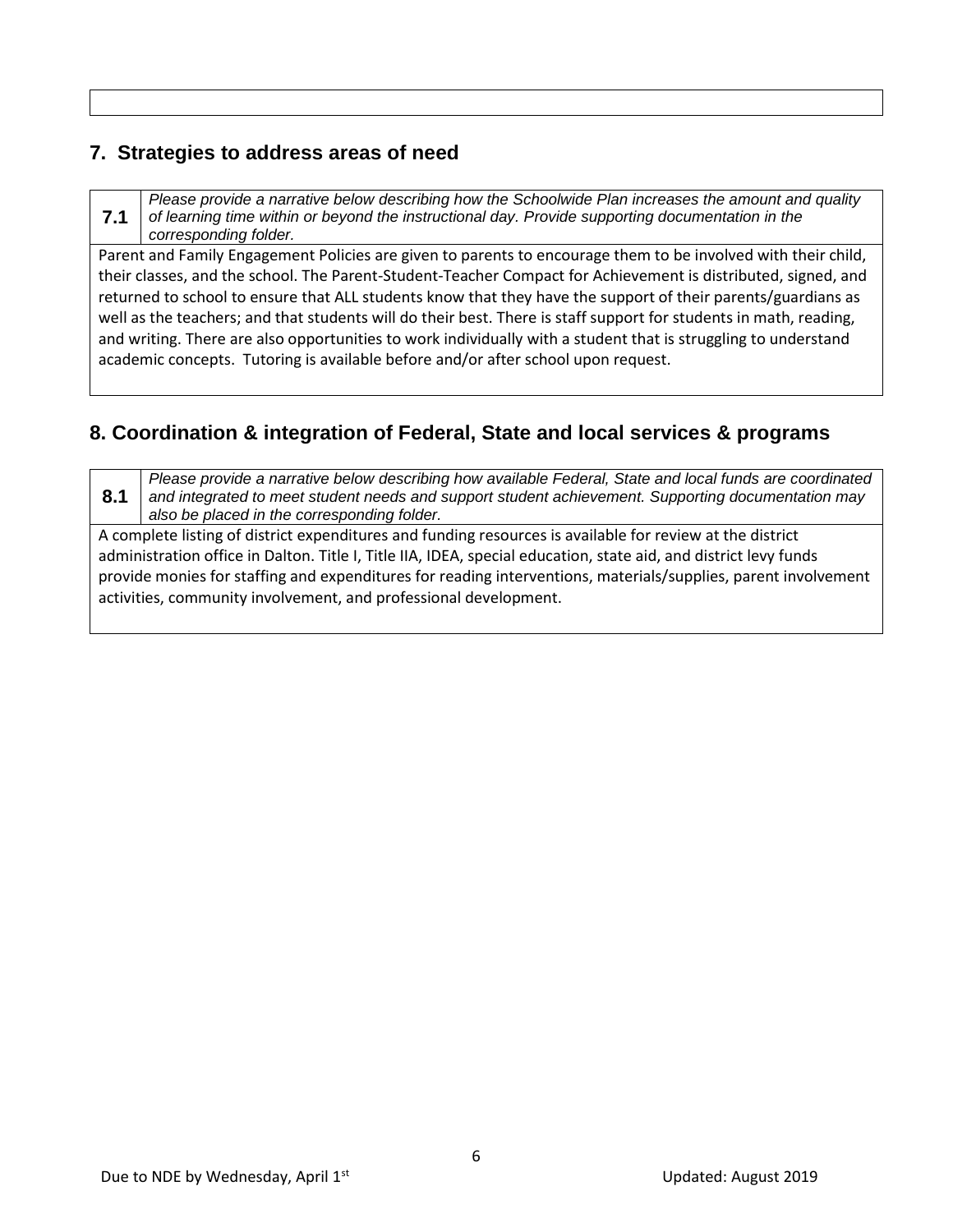## 7. Strategies to address areas of need

| **7.1** | *Please provide a narrative below describing how the Schoolwide Plan increases the amount and quality of learning time within or beyond the instructional day. Provide supporting documentation in the corresponding folder.* |
|---|---|

Parent and Family Engagement Policies are given to parents to encourage them to be involved with their child, their classes, and the school. The Parent-Student-Teacher Compact for Achievement is distributed, signed, and returned to school to ensure that ALL students know that they have the support of their parents/guardians as well as the teachers; and that students will do their best. There is staff support for students in math, reading, and writing. There are also opportunities to work individually with a student that is struggling to understand academic concepts. Tutoring is available before and/or after school upon request.

## 8. Coordination & integration of Federal, State and local services & programs

| **8.1** | *Please provide a narrative below describing how available Federal, State and local funds are coordinated and integrated to meet student needs and support student achievement. Supporting documentation may also be placed in the corresponding folder.* |
|---|---|

A complete listing of district expenditures and funding resources is available for review at the district administration office in Dalton. Title I, Title IIA, IDEA, special education, state aid, and district levy funds provide monies for staffing and expenditures for reading interventions, materials/supplies, parent involvement activities, community involvement, and professional development.